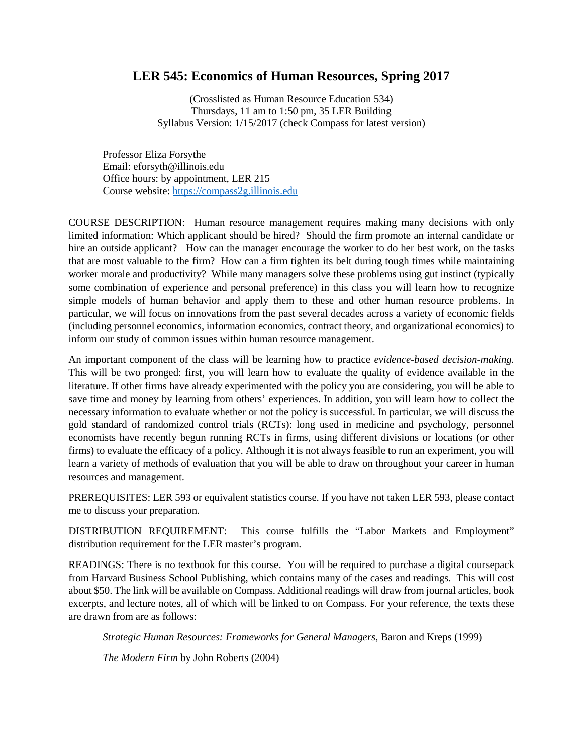# LER 545: Economics of Human Resources, Spring 2017

(Crosslisted as Human Resource Education 534)
Thursdays, 11 am to 1:50 pm, 35 LER Building
Syllabus Version: 1/15/2017 (check Compass for latest version)

Professor Eliza Forsythe
Email: eforsyth@illinois.edu
Office hours: by appointment, LER 215
Course website: [https://compass2g.illinois.edu](https://compass2g.illinois.edu)

COURSE DESCRIPTION: Human resource management requires making many decisions with only limited information: Which applicant should be hired? Should the firm promote an internal candidate or hire an outside applicant? How can the manager encourage the worker to do her best work, on the tasks that are most valuable to the firm? How can a firm tighten its belt during tough times while maintaining worker morale and productivity? While many managers solve these problems using gut instinct (typically some combination of experience and personal preference) in this class you will learn how to recognize simple models of human behavior and apply them to these and other human resource problems. In particular, we will focus on innovations from the past several decades across a variety of economic fields (including personnel economics, information economics, contract theory, and organizational economics) to inform our study of common issues within human resource management.

An important component of the class will be learning how to practice *evidence-based decision-making.* This will be two pronged: first, you will learn how to evaluate the quality of evidence available in the literature. If other firms have already experimented with the policy you are considering, you will be able to save time and money by learning from others' experiences. In addition, you will learn how to collect the necessary information to evaluate whether or not the policy is successful. In particular, we will discuss the gold standard of randomized control trials (RCTs): long used in medicine and psychology, personnel economists have recently begun running RCTs in firms, using different divisions or locations (or other firms) to evaluate the efficacy of a policy. Although it is not always feasible to run an experiment, you will learn a variety of methods of evaluation that you will be able to draw on throughout your career in human resources and management.

PREREQUISITES: LER 593 or equivalent statistics course. If you have not taken LER 593, please contact me to discuss your preparation.

DISTRIBUTION REQUIREMENT: This course fulfills the "Labor Markets and Employment" distribution requirement for the LER master's program.

READINGS: There is no textbook for this course. You will be required to purchase a digital coursepack from Harvard Business School Publishing, which contains many of the cases and readings. This will cost about $50. The link will be available on Compass. Additional readings will draw from journal articles, book excerpts, and lecture notes, all of which will be linked to on Compass. For your reference, the texts these are drawn from are as follows:

*Strategic Human Resources: Frameworks for General Managers,* Baron and Kreps (1999)

*The Modern Firm* by John Roberts (2004)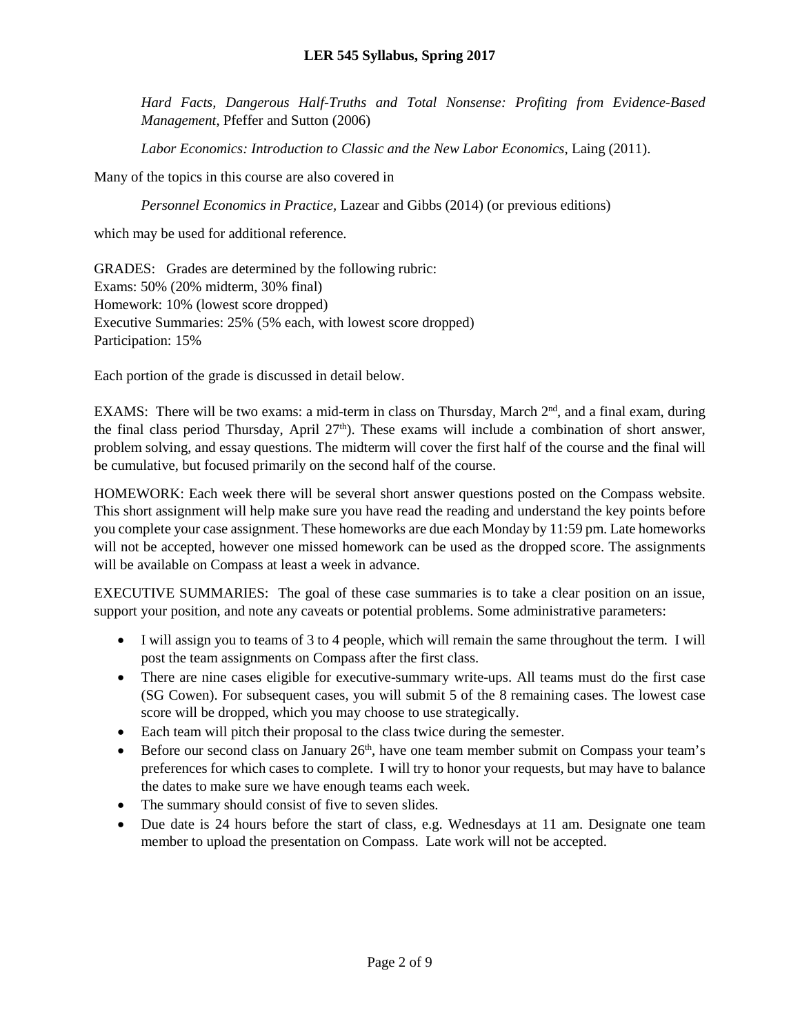*Hard Facts, Dangerous Half-Truths and Total Nonsense: Profiting from Evidence-Based Management*, Pfeffer and Sutton (2006)

*Labor Economics: Introduction to Classic and the New Labor Economics*, Laing (2011).

Many of the topics in this course are also covered in

*Personnel Economics in Practice*, Lazear and Gibbs (2014) (or previous editions)

which may be used for additional reference.

GRADES: Grades are determined by the following rubric:
Exams: 50% (20% midterm, 30% final)
Homework: 10% (lowest score dropped)
Executive Summaries: 25% (5% each, with lowest score dropped)
Participation: 15%

Each portion of the grade is discussed in detail below.

EXAMS: There will be two exams: a mid-term in class on Thursday, March 2nd, and a final exam, during the final class period Thursday, April 27th). These exams will include a combination of short answer, problem solving, and essay questions. The midterm will cover the first half of the course and the final will be cumulative, but focused primarily on the second half of the course.

HOMEWORK: Each week there will be several short answer questions posted on the Compass website. This short assignment will help make sure you have read the reading and understand the key points before you complete your case assignment. These homeworks are due each Monday by 11:59 pm. Late homeworks will not be accepted, however one missed homework can be used as the dropped score. The assignments will be available on Compass at least a week in advance.

EXECUTIVE SUMMARIES: The goal of these case summaries is to take a clear position on an issue, support your position, and note any caveats or potential problems. Some administrative parameters:

- I will assign you to teams of 3 to 4 people, which will remain the same throughout the term. I will post the team assignments on Compass after the first class.
- There are nine cases eligible for executive-summary write-ups. All teams must do the first case (SG Cowen). For subsequent cases, you will submit 5 of the 8 remaining cases. The lowest case score will be dropped, which you may choose to use strategically.
- Each team will pitch their proposal to the class twice during the semester.
- Before our second class on January 26th, have one team member submit on Compass your team's preferences for which cases to complete. I will try to honor your requests, but may have to balance the dates to make sure we have enough teams each week.
- The summary should consist of five to seven slides.
- Due date is 24 hours before the start of class, e.g. Wednesdays at 11 am. Designate one team member to upload the presentation on Compass. Late work will not be accepted.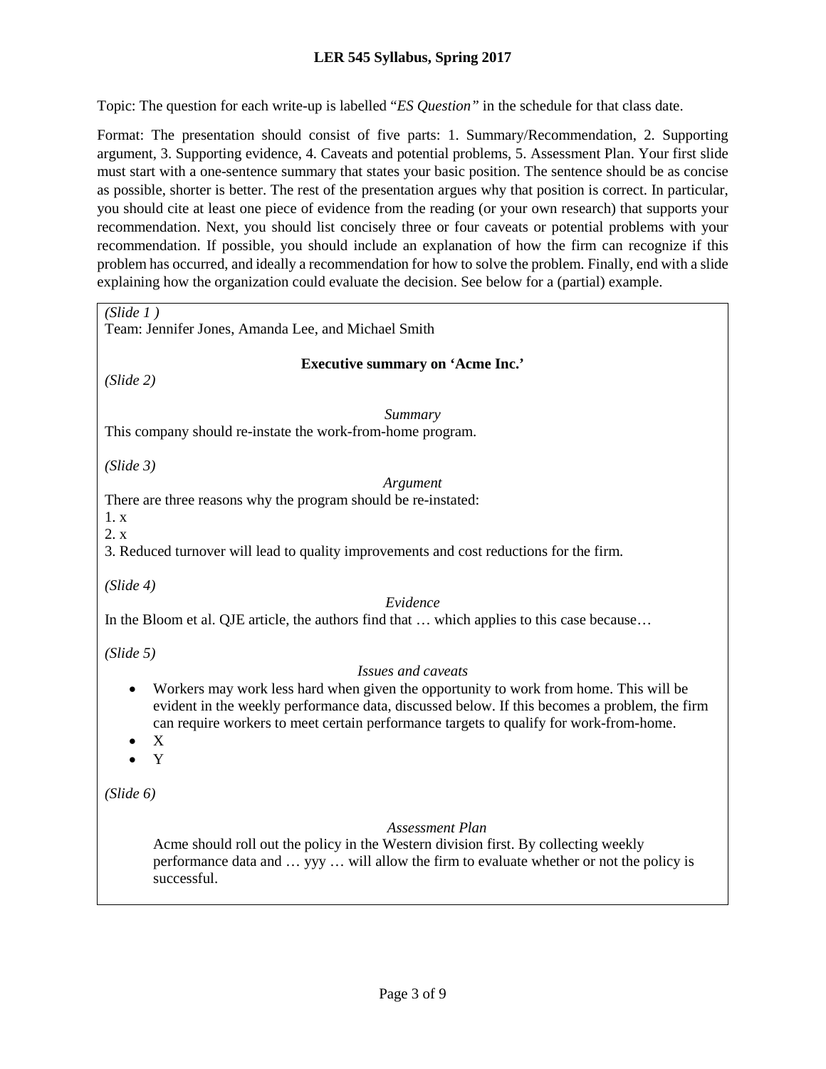Topic: The question for each write-up is labelled "*ES Question"* in the schedule for that class date.

Format: The presentation should consist of five parts: 1. Summary/Recommendation, 2. Supporting argument, 3. Supporting evidence, 4. Caveats and potential problems, 5. Assessment Plan. Your first slide must start with a one-sentence summary that states your basic position. The sentence should be as concise as possible, shorter is better. The rest of the presentation argues why that position is correct. In particular, you should cite at least one piece of evidence from the reading (or your own research) that supports your recommendation. Next, you should list concisely three or four caveats or potential problems with your recommendation. If possible, you should include an explanation of how the firm can recognize if this problem has occurred, and ideally a recommendation for how to solve the problem. Finally, end with a slide explaining how the organization could evaluate the decision. See below for a (partial) example.

> *(Slide 1 )*
> Team: Jennifer Jones, Amanda Lee, and Michael Smith
>
> **Executive summary on 'Acme Inc.'**
>
> *(Slide 2)*
>
> *Summary*
>
> This company should re-instate the work-from-home program.
>
> *(Slide 3)*
>
> *Argument*
>
> There are three reasons why the program should be re-instated:
> 1. x
> 2. x
> 3. Reduced turnover will lead to quality improvements and cost reductions for the firm.
>
> *(Slide 4)*
>
> *Evidence*
>
> In the Bloom et al. QJE article, the authors find that … which applies to this case because…
>
> *(Slide 5)*
>
> *Issues and caveats*
>
> - Workers may work less hard when given the opportunity to work from home. This will be evident in the weekly performance data, discussed below. If this becomes a problem, the firm can require workers to meet certain performance targets to qualify for work-from-home.
> - X
> - Y
>
> *(Slide 6)*
>
> *Assessment Plan*
>
> Acme should roll out the policy in the Western division first. By collecting weekly performance data and … yyy … will allow the firm to evaluate whether or not the policy is successful.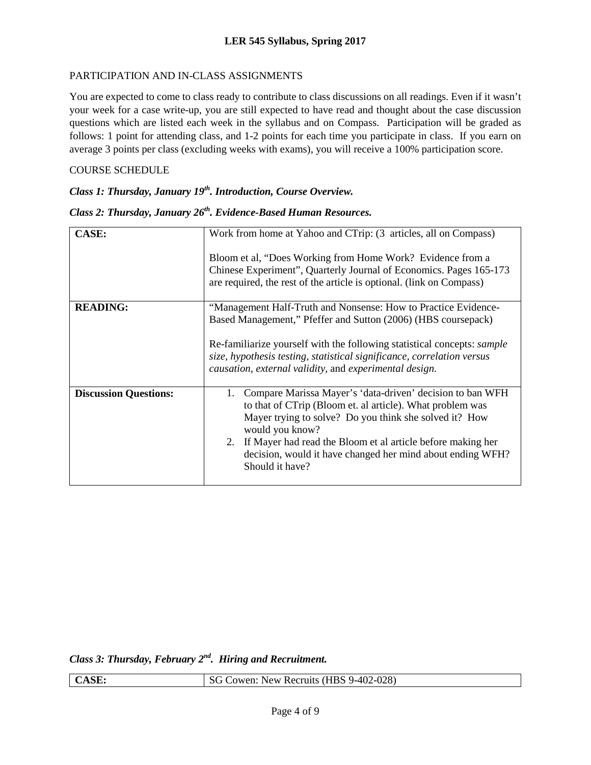PARTICIPATION AND IN-CLASS ASSIGNMENTS

You are expected to come to class ready to contribute to class discussions on all readings. Even if it wasn't your week for a case write-up, you are still expected to have read and thought about the case discussion questions which are listed each week in the syllabus and on Compass. Participation will be graded as follows: 1 point for attending class, and 1-2 points for each time you participate in class. If you earn on average 3 points per class (excluding weeks with exams), you will receive a 100% participation score.

COURSE SCHEDULE

***Class 1: Thursday, January 19th. Introduction, Course Overview.***

***Class 2: Thursday, January 26th. Evidence-Based Human Resources.***

| | |
|---|---|
| **CASE:** | Work from home at Yahoo and CTrip: (3 articles, all on Compass)<br><br>Bloom et al, "Does Working from Home Work? Evidence from a Chinese Experiment", Quarterly Journal of Economics. Pages 165-173 are required, the rest of the article is optional. (link on Compass) |
| **READING:** | "Management Half-Truth and Nonsense: How to Practice Evidence-Based Management," Pfeffer and Sutton (2006) (HBS coursepack)<br><br>Re-familiarize yourself with the following statistical concepts: *sample size, hypothesis testing, statistical significance, correlation versus causation, external validity*, and *experimental design.* |
| **Discussion Questions:** | 1. Compare Marissa Mayer's 'data-driven' decision to ban WFH to that of CTrip (Bloom et. al article). What problem was Mayer trying to solve? Do you think she solved it? How would you know?<br>2. If Mayer had read the Bloom et al article before making her decision, would it have changed her mind about ending WFH? Should it have? |

***Class 3: Thursday, February 2nd. Hiring and Recruitment.***

| | |
|---|---|
| **CASE:** | SG Cowen: New Recruits (HBS 9-402-028) |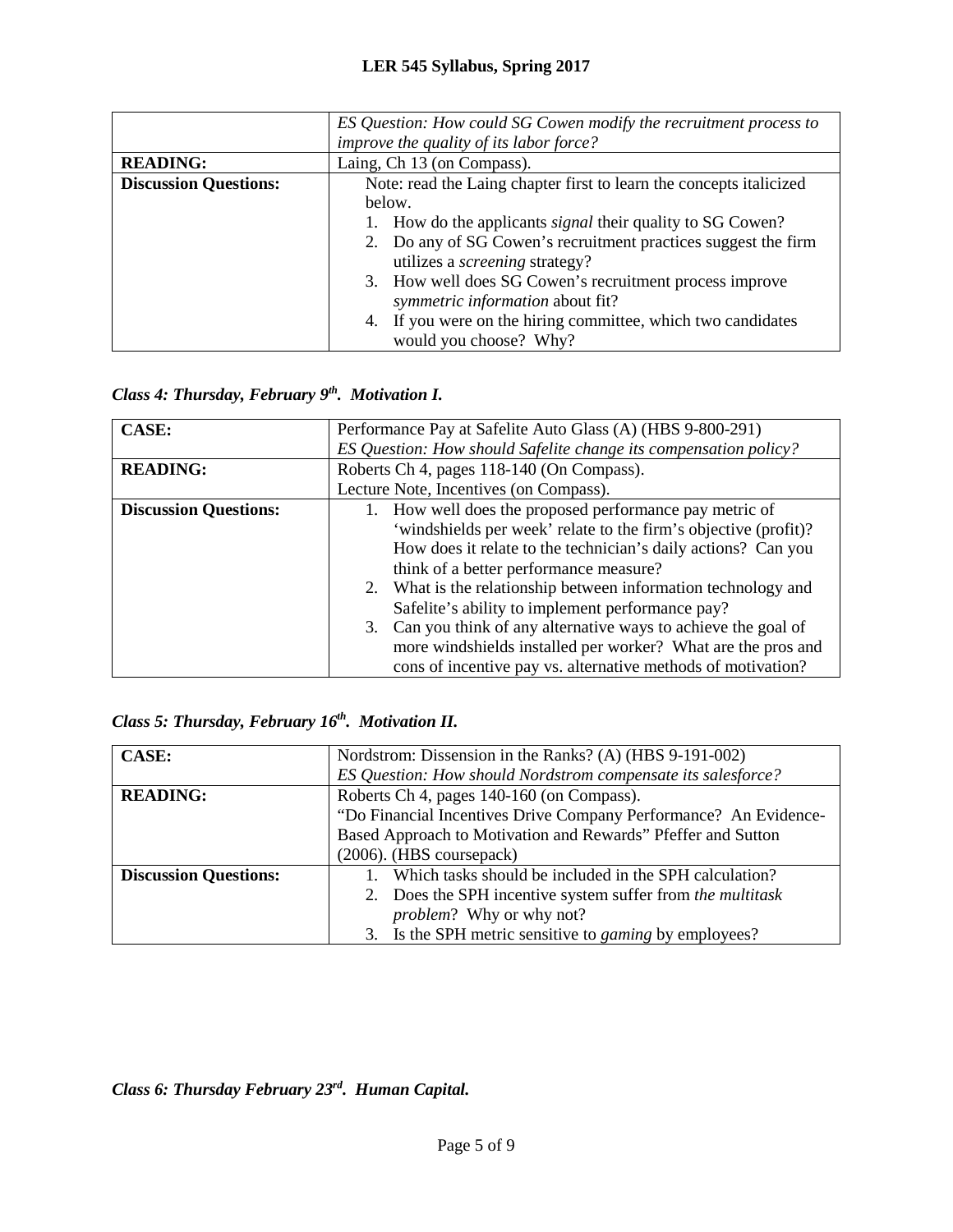| | |
|---|---|
| | *ES Question: How could SG Cowen modify the recruitment process to improve the quality of its labor force?* |
| **READING:** | Laing, Ch 13 (on Compass). |
| **Discussion Questions:** | Note: read the Laing chapter first to learn the concepts italicized below.<br>1. How do the applicants *signal* their quality to SG Cowen?<br>2. Do any of SG Cowen's recruitment practices suggest the firm utilizes a *screening* strategy?<br>3. How well does SG Cowen's recruitment process improve *symmetric information* about fit?<br>4. If you were on the hiring committee, which two candidates would you choose? Why? |

### *Class 4: Thursday, February 9th. Motivation I.*

| | |
|---|---|
| **CASE:** | Performance Pay at Safelite Auto Glass (A) (HBS 9-800-291)<br>*ES Question: How should Safelite change its compensation policy?* |
| **READING:** | Roberts Ch 4, pages 118-140 (On Compass).<br>Lecture Note, Incentives (on Compass). |
| **Discussion Questions:** | 1. How well does the proposed performance pay metric of 'windshields per week' relate to the firm's objective (profit)? How does it relate to the technician's daily actions? Can you think of a better performance measure?<br>2. What is the relationship between information technology and Safelite's ability to implement performance pay?<br>3. Can you think of any alternative ways to achieve the goal of more windshields installed per worker? What are the pros and cons of incentive pay vs. alternative methods of motivation? |

### *Class 5: Thursday, February 16th. Motivation II.*

| | |
|---|---|
| **CASE:** | Nordstrom: Dissension in the Ranks? (A) (HBS 9-191-002)<br>*ES Question: How should Nordstrom compensate its salesforce?* |
| **READING:** | Roberts Ch 4, pages 140-160 (on Compass).<br>"Do Financial Incentives Drive Company Performance? An Evidence-Based Approach to Motivation and Rewards" Pfeffer and Sutton (2006). (HBS coursepack) |
| **Discussion Questions:** | 1. Which tasks should be included in the SPH calculation?<br>2. Does the SPH incentive system suffer from *the multitask problem*? Why or why not?<br>3. Is the SPH metric sensitive to *gaming* by employees? |

### *Class 6: Thursday February 23rd. Human Capital.*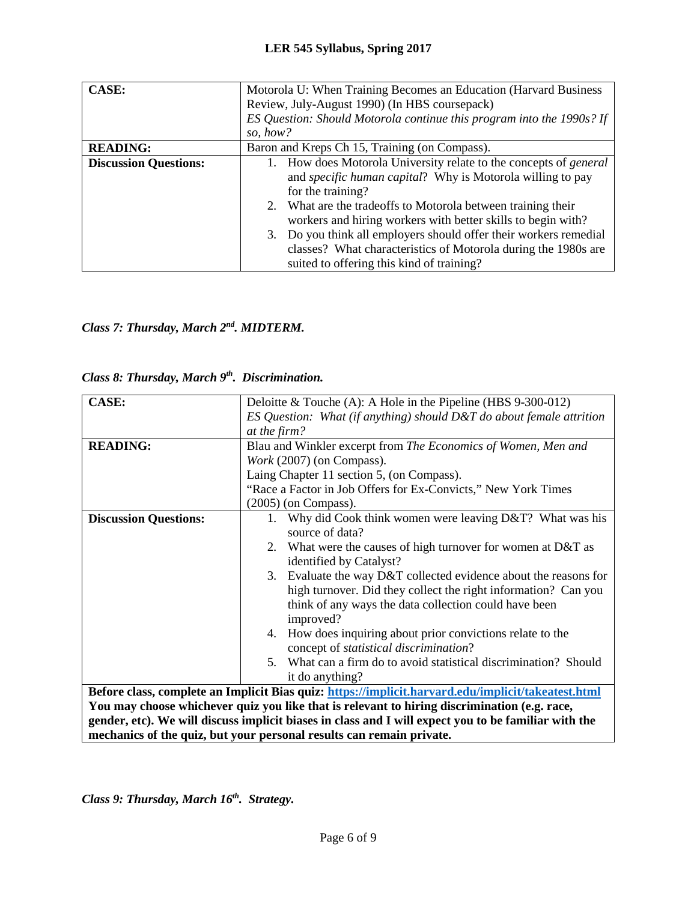| CASE: | Motorola U: When Training Becomes an Education (Harvard Business Review, July-August 1990) (In HBS coursepack)<br>*ES Question: Should Motorola continue this program into the 1990s? If so, how?* |
| --- | --- |
| **READING:** | Baron and Kreps Ch 15, Training (on Compass). |
| **Discussion Questions:** | 1. How does Motorola University relate to the concepts of *general* and *specific human capital*? Why is Motorola willing to pay for the training?<br>2. What are the tradeoffs to Motorola between training their workers and hiring workers with better skills to begin with?<br>3. Do you think all employers should offer their workers remedial classes? What characteristics of Motorola during the 1980s are suited to offering this kind of training? |

### *Class 7: Thursday, March 2nd. MIDTERM.*

### *Class 8: Thursday, March 9th. Discrimination.*

| CASE: | Deloitte & Touche (A): A Hole in the Pipeline (HBS 9-300-012)<br>*ES Question: What (if anything) should D&T do about female attrition at the firm?* |
| --- | --- |
| **READING:** | Blau and Winkler excerpt from *The Economics of Women, Men and Work* (2007) (on Compass).<br>Laing Chapter 11 section 5, (on Compass).<br>"Race a Factor in Job Offers for Ex-Convicts," New York Times (2005) (on Compass). |
| **Discussion Questions:** | 1. Why did Cook think women were leaving D&T? What was his source of data?<br>2. What were the causes of high turnover for women at D&T as identified by Catalyst?<br>3. Evaluate the way D&T collected evidence about the reasons for high turnover. Did they collect the right information? Can you think of any ways the data collection could have been improved?<br>4. How does inquiring about prior convictions relate to the concept of *statistical discrimination*?<br>5. What can a firm do to avoid statistical discrimination? Should it do anything? |
| **Before class, complete an Implicit Bias quiz: https://implicit.harvard.edu/implicit/takeatest.html You may choose whichever quiz you like that is relevant to hiring discrimination (e.g. race, gender, etc). We will discuss implicit biases in class and I will expect you to be familiar with the mechanics of the quiz, but your personal results can remain private.** | |

### *Class 9: Thursday, March 16th. Strategy.*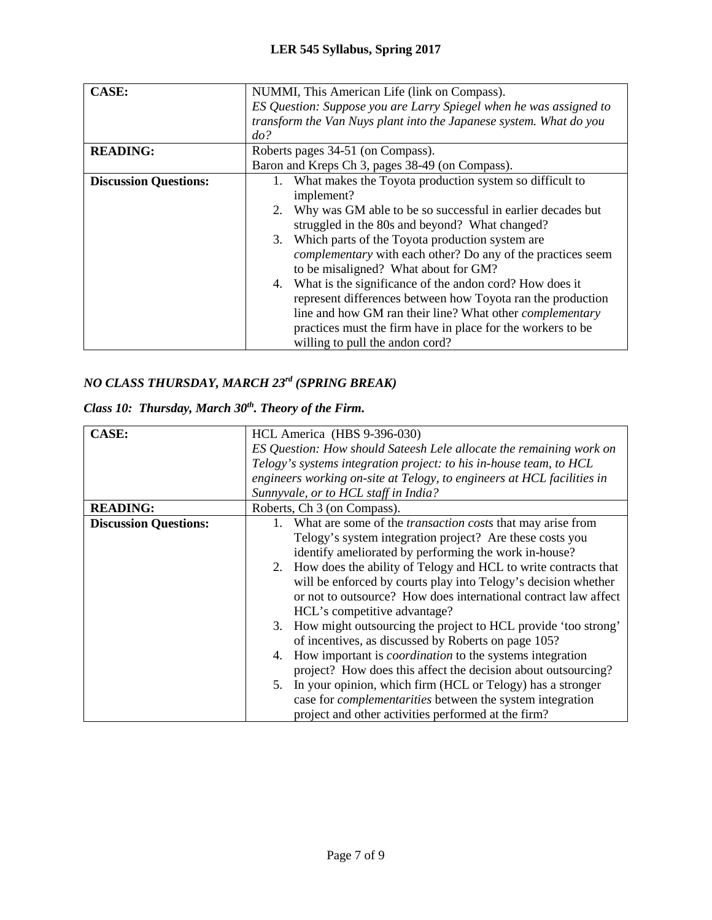| CASE: | NUMMI, This American Life (link on Compass).<br>*ES Question: Suppose you are Larry Spiegel when he was assigned to transform the Van Nuys plant into the Japanese system. What do you do?* |
|---|---|
| **READING:** | Roberts pages 34-51 (on Compass).<br>Baron and Kreps Ch 3, pages 38-49 (on Compass). |
| **Discussion Questions:** | 1. What makes the Toyota production system so difficult to implement?<br>2. Why was GM able to be so successful in earlier decades but struggled in the 80s and beyond? What changed?<br>3. Which parts of the Toyota production system are *complementary* with each other? Do any of the practices seem to be misaligned? What about for GM?<br>4. What is the significance of the andon cord? How does it represent differences between how Toyota ran the production line and how GM ran their line? What other *complementary* practices must the firm have in place for the workers to be willing to pull the andon cord? |

***NO CLASS THURSDAY, MARCH 23rd (SPRING BREAK)***

***Class 10: Thursday, March 30th. Theory of the Firm.***

| CASE: | HCL America (HBS 9-396-030)<br>*ES Question: How should Sateesh Lele allocate the remaining work on Telogy's systems integration project: to his in-house team, to HCL engineers working on-site at Telogy, to engineers at HCL facilities in Sunnyvale, or to HCL staff in India?* |
|---|---|
| **READING:** | Roberts, Ch 3 (on Compass). |
| **Discussion Questions:** | 1. What are some of the *transaction costs* that may arise from Telogy's system integration project? Are these costs you identify ameliorated by performing the work in-house?<br>2. How does the ability of Telogy and HCL to write contracts that will be enforced by courts play into Telogy's decision whether or not to outsource? How does international contract law affect HCL's competitive advantage?<br>3. How might outsourcing the project to HCL provide 'too strong' of incentives, as discussed by Roberts on page 105?<br>4. How important is *coordination* to the systems integration project? How does this affect the decision about outsourcing?<br>5. In your opinion, which firm (HCL or Telogy) has a stronger case for *complementarities* between the system integration project and other activities performed at the firm? |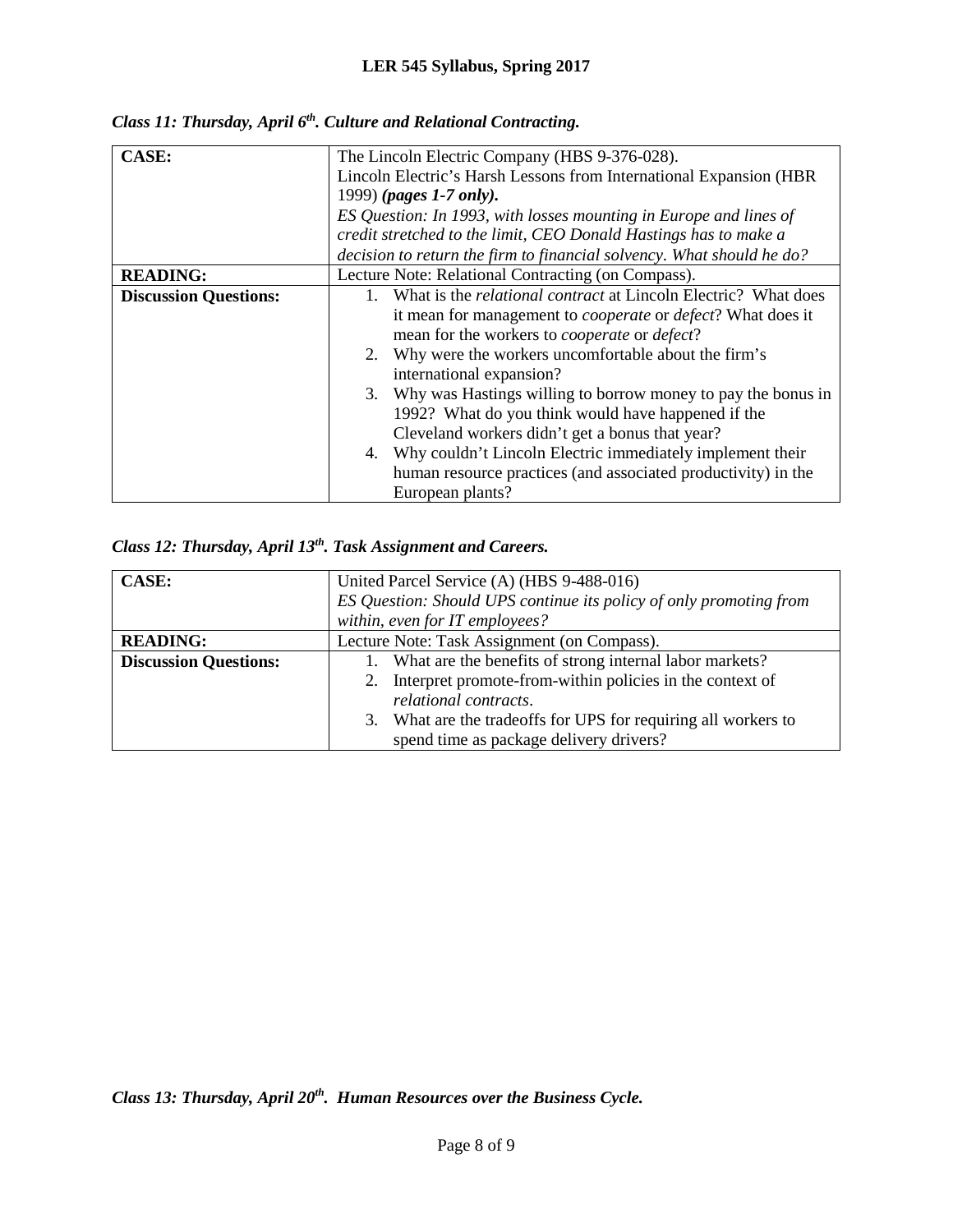### *Class 11: Thursday, April 6th. Culture and Relational Contracting.*

| | |
|---|---|
| **CASE:** | The Lincoln Electric Company (HBS 9-376-028).<br>Lincoln Electric's Harsh Lessons from International Expansion (HBR 1999) ***(pages 1-7 only).***<br>*ES Question: In 1993, with losses mounting in Europe and lines of credit stretched to the limit, CEO Donald Hastings has to make a decision to return the firm to financial solvency. What should he do?* |
| **READING:** | Lecture Note: Relational Contracting (on Compass). |
| **Discussion Questions:** | 1. What is the *relational contract* at Lincoln Electric? What does it mean for management to *cooperate* or *defect*? What does it mean for the workers to *cooperate* or *defect*?<br>2. Why were the workers uncomfortable about the firm's international expansion?<br>3. Why was Hastings willing to borrow money to pay the bonus in 1992? What do you think would have happened if the Cleveland workers didn't get a bonus that year?<br>4. Why couldn't Lincoln Electric immediately implement their human resource practices (and associated productivity) in the European plants? |

### *Class 12: Thursday, April 13th. Task Assignment and Careers.*

| | |
|---|---|
| **CASE:** | United Parcel Service (A) (HBS 9-488-016)<br>*ES Question: Should UPS continue its policy of only promoting from within, even for IT employees?* |
| **READING:** | Lecture Note: Task Assignment (on Compass). |
| **Discussion Questions:** | 1. What are the benefits of strong internal labor markets?<br>2. Interpret promote-from-within policies in the context of *relational contracts*.<br>3. What are the tradeoffs for UPS for requiring all workers to spend time as package delivery drivers? |

### *Class 13: Thursday, April 20th. Human Resources over the Business Cycle.*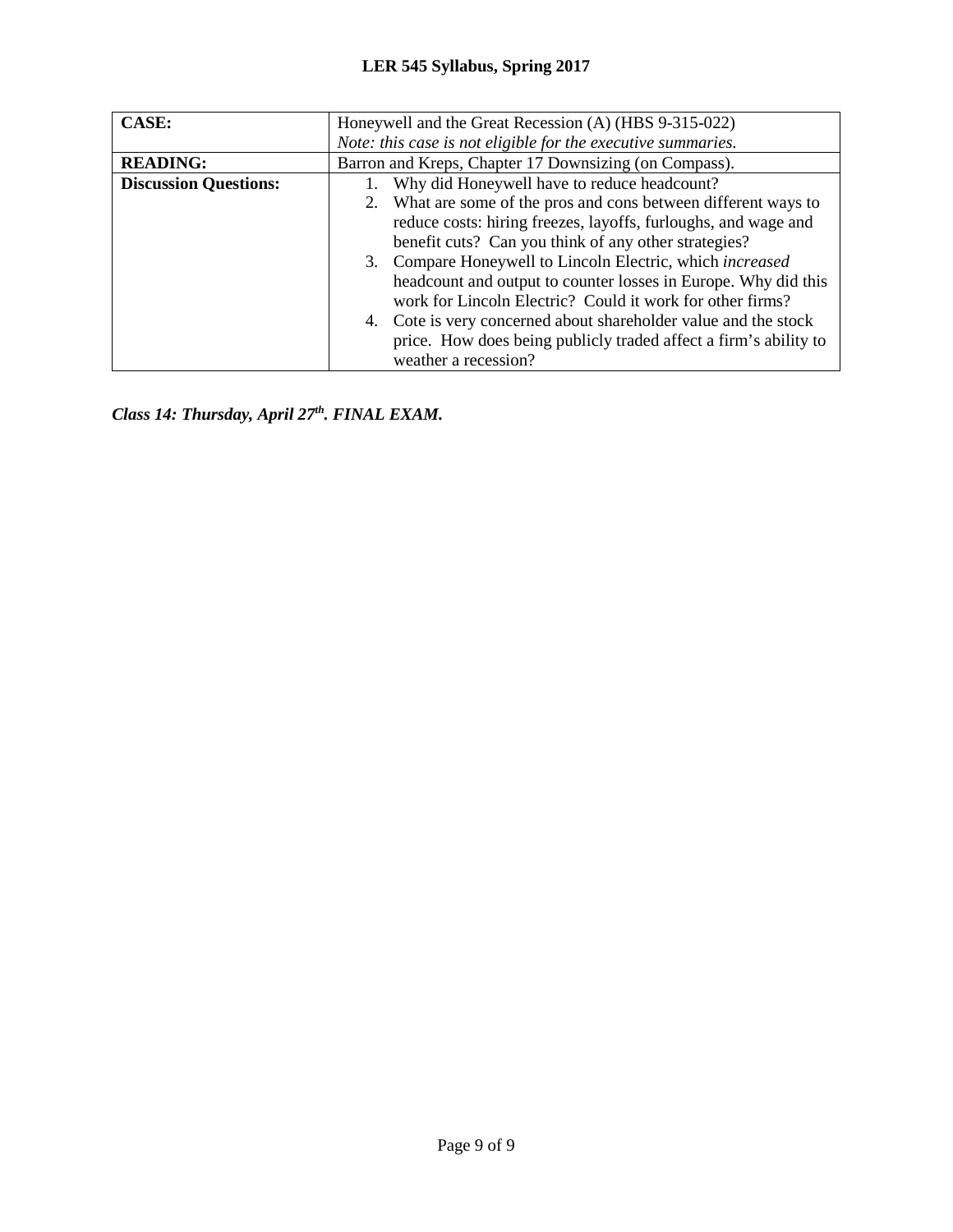| | |
|---|---|
| **CASE:** | Honeywell and the Great Recession (A) (HBS 9-315-022)<br>*Note: this case is not eligible for the executive summaries.* |
| **READING:** | Barron and Kreps, Chapter 17 Downsizing (on Compass). |
| **Discussion Questions:** | 1. Why did Honeywell have to reduce headcount?<br>2. What are some of the pros and cons between different ways to reduce costs: hiring freezes, layoffs, furloughs, and wage and benefit cuts? Can you think of any other strategies?<br>3. Compare Honeywell to Lincoln Electric, which *increased* headcount and output to counter losses in Europe. Why did this work for Lincoln Electric? Could it work for other firms?<br>4. Cote is very concerned about shareholder value and the stock price. How does being publicly traded affect a firm's ability to weather a recession? |

***Class 14: Thursday, April 27th. FINAL EXAM.***